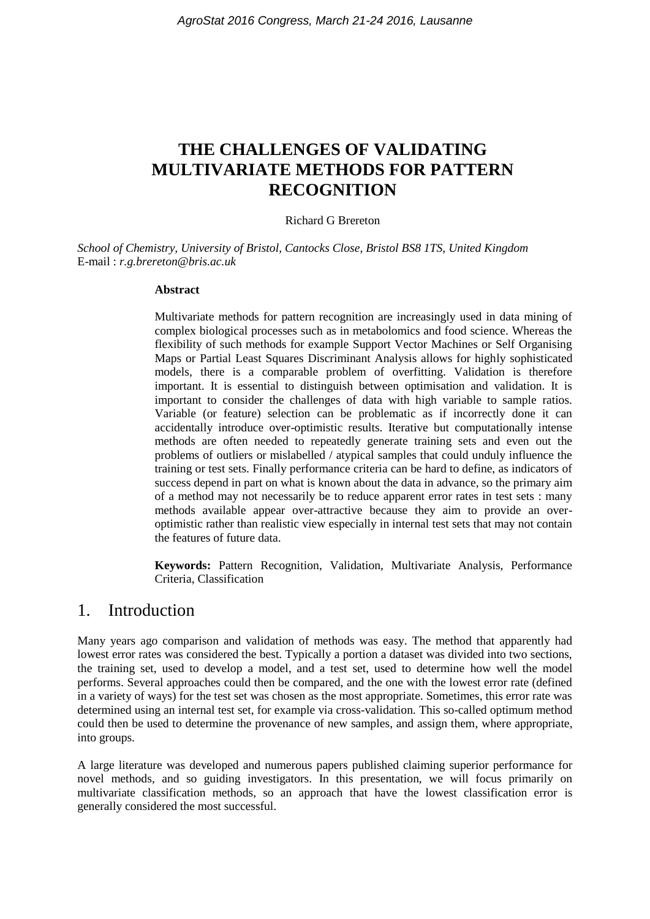# THE CHALLENGES OF VALIDATING MULTIVARIATE METHODS FOR PATTERN RECOGNITION

Richard G Brereton

*School of Chemistry, University of Bristol, Cantocks Close, Bristol BS8 1TS, United Kingdom*
E-mail : *r.g.brereton@bris.ac.uk*

**Abstract**

Multivariate methods for pattern recognition are increasingly used in data mining of complex biological processes such as in metabolomics and food science. Whereas the flexibility of such methods for example Support Vector Machines or Self Organising Maps or Partial Least Squares Discriminant Analysis allows for highly sophisticated models, there is a comparable problem of overfitting. Validation is therefore important. It is essential to distinguish between optimisation and validation. It is important to consider the challenges of data with high variable to sample ratios. Variable (or feature) selection can be problematic as if incorrectly done it can accidentally introduce over-optimistic results. Iterative but computationally intense methods are often needed to repeatedly generate training sets and even out the problems of outliers or mislabelled / atypical samples that could unduly influence the training or test sets. Finally performance criteria can be hard to define, as indicators of success depend in part on what is known about the data in advance, so the primary aim of a method may not necessarily be to reduce apparent error rates in test sets : many methods available appear over-attractive because they aim to provide an over-optimistic rather than realistic view especially in internal test sets that may not contain the features of future data.

**Keywords:** Pattern Recognition, Validation, Multivariate Analysis, Performance Criteria, Classification

## 1. Introduction

Many years ago comparison and validation of methods was easy. The method that apparently had lowest error rates was considered the best. Typically a portion a dataset was divided into two sections, the training set, used to develop a model, and a test set, used to determine how well the model performs. Several approaches could then be compared, and the one with the lowest error rate (defined in a variety of ways) for the test set was chosen as the most appropriate. Sometimes, this error rate was determined using an internal test set, for example via cross-validation. This so-called optimum method could then be used to determine the provenance of new samples, and assign them, where appropriate, into groups.

A large literature was developed and numerous papers published claiming superior performance for novel methods, and so guiding investigators. In this presentation, we will focus primarily on multivariate classification methods, so an approach that have the lowest classification error is generally considered the most successful.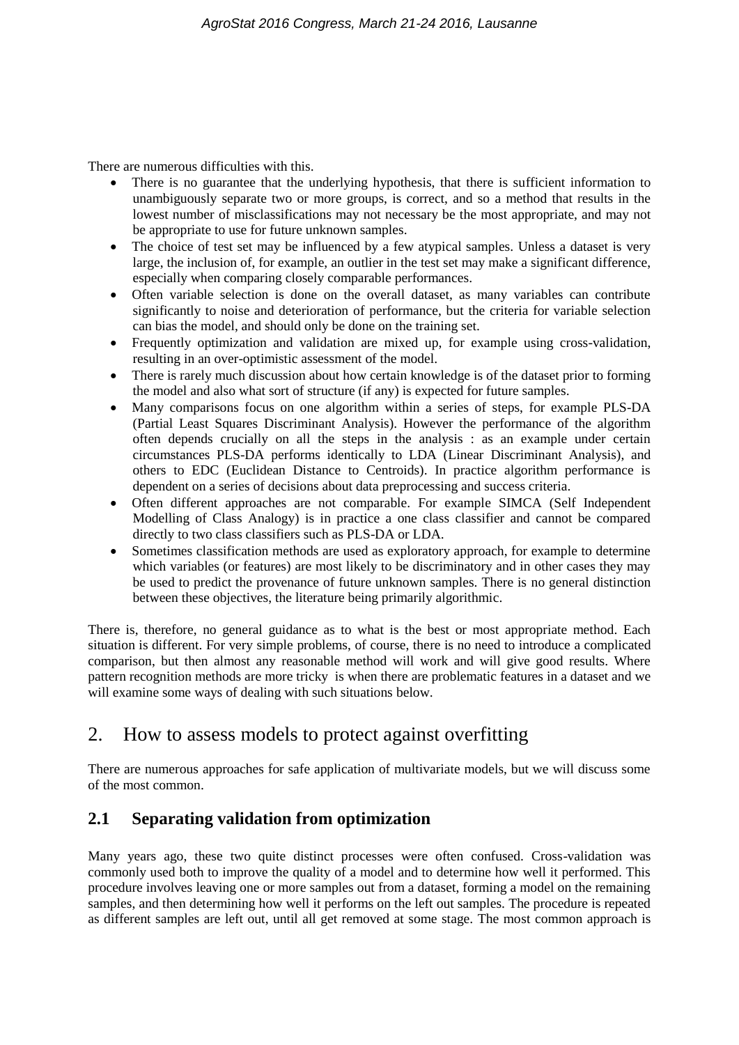There are numerous difficulties with this.

- There is no guarantee that the underlying hypothesis, that there is sufficient information to unambiguously separate two or more groups, is correct, and so a method that results in the lowest number of misclassifications may not necessary be the most appropriate, and may not be appropriate to use for future unknown samples.
- The choice of test set may be influenced by a few atypical samples. Unless a dataset is very large, the inclusion of, for example, an outlier in the test set may make a significant difference, especially when comparing closely comparable performances.
- Often variable selection is done on the overall dataset, as many variables can contribute significantly to noise and deterioration of performance, but the criteria for variable selection can bias the model, and should only be done on the training set.
- Frequently optimization and validation are mixed up, for example using cross-validation, resulting in an over-optimistic assessment of the model.
- There is rarely much discussion about how certain knowledge is of the dataset prior to forming the model and also what sort of structure (if any) is expected for future samples.
- Many comparisons focus on one algorithm within a series of steps, for example PLS-DA (Partial Least Squares Discriminant Analysis). However the performance of the algorithm often depends crucially on all the steps in the analysis : as an example under certain circumstances PLS-DA performs identically to LDA (Linear Discriminant Analysis), and others to EDC (Euclidean Distance to Centroids). In practice algorithm performance is dependent on a series of decisions about data preprocessing and success criteria.
- Often different approaches are not comparable. For example SIMCA (Self Independent Modelling of Class Analogy) is in practice a one class classifier and cannot be compared directly to two class classifiers such as PLS-DA or LDA.
- Sometimes classification methods are used as exploratory approach, for example to determine which variables (or features) are most likely to be discriminatory and in other cases they may be used to predict the provenance of future unknown samples. There is no general distinction between these objectives, the literature being primarily algorithmic.

There is, therefore, no general guidance as to what is the best or most appropriate method. Each situation is different. For very simple problems, of course, there is no need to introduce a complicated comparison, but then almost any reasonable method will work and will give good results. Where pattern recognition methods are more tricky is when there are problematic features in a dataset and we will examine some ways of dealing with such situations below.

# 2. How to assess models to protect against overfitting

There are numerous approaches for safe application of multivariate models, but we will discuss some of the most common.

## 2.1 Separating validation from optimization

Many years ago, these two quite distinct processes were often confused. Cross-validation was commonly used both to improve the quality of a model and to determine how well it performed. This procedure involves leaving one or more samples out from a dataset, forming a model on the remaining samples, and then determining how well it performs on the left out samples. The procedure is repeated as different samples are left out, until all get removed at some stage. The most common approach is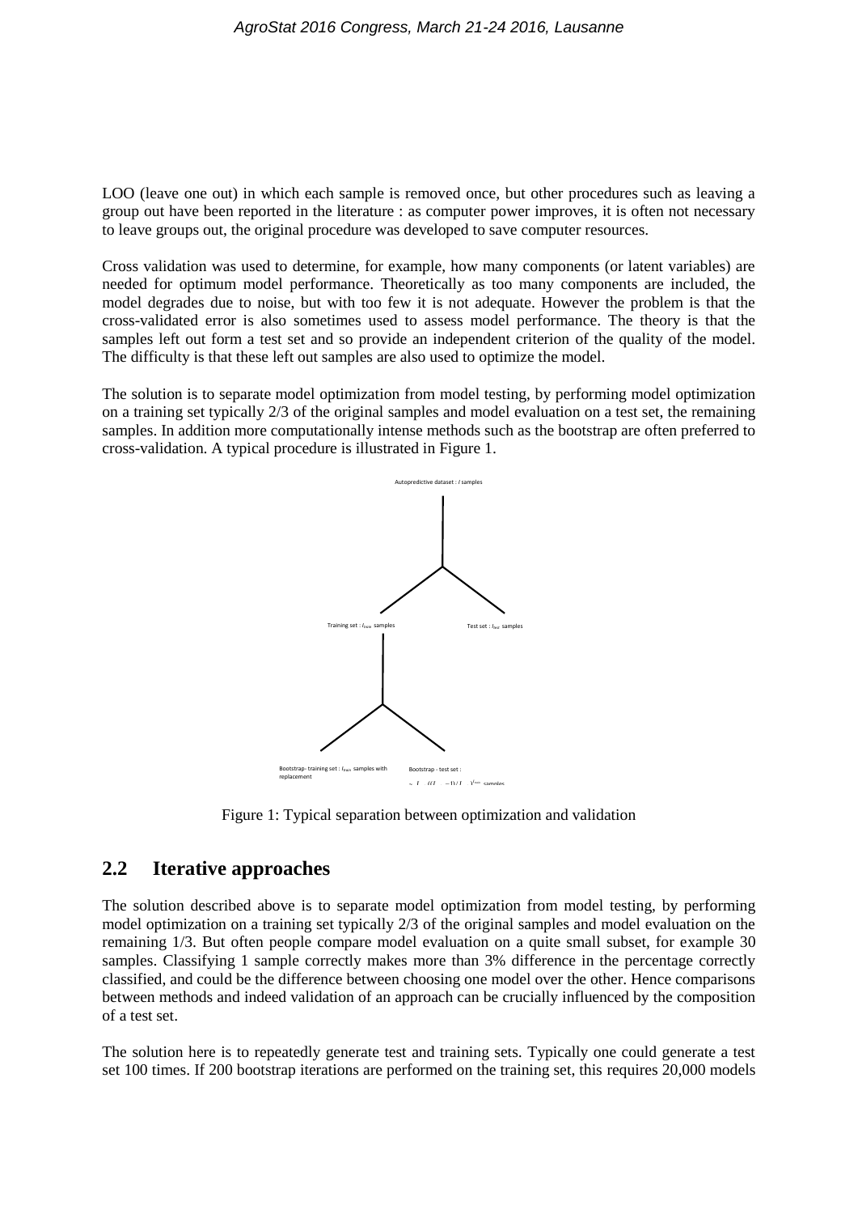LOO (leave one out) in which each sample is removed once, but other procedures such as leaving a group out have been reported in the literature : as computer power improves, it is often not necessary to leave groups out, the original procedure was developed to save computer resources.

Cross validation was used to determine, for example, how many components (or latent variables) are needed for optimum model performance. Theoretically as too many components are included, the model degrades due to noise, but with too few it is not adequate. However the problem is that the cross-validated error is also sometimes used to assess model performance. The theory is that the samples left out form a test set and so provide an independent criterion of the quality of the model. The difficulty is that these left out samples are also used to optimize the model.

The solution is to separate model optimization from model testing, by performing model optimization on a training set typically 2/3 of the original samples and model evaluation on a test set, the remaining samples. In addition more computationally intense methods such as the bootstrap are often preferred to cross-validation. A typical procedure is illustrated in Figure 1.

Autopredictive dataset : $I$ samples

Training set : $I_{train}$ samples

Test set : $I_{test}$ samples

Bootstrap - training set : $I_{train}$ samples with replacement

Bootstrap - test set : $\sim I_{train}((I_{train}-1)/I_{train})^{I_{train}}$ samples

Figure 1: Typical separation between optimization and validation

## 2.2 Iterative approaches

The solution described above is to separate model optimization from model testing, by performing model optimization on a training set typically 2/3 of the original samples and model evaluation on the remaining 1/3. But often people compare model evaluation on a quite small subset, for example 30 samples. Classifying 1 sample correctly makes more than 3% difference in the percentage correctly classified, and could be the difference between choosing one model over the other. Hence comparisons between methods and indeed validation of an approach can be crucially influenced by the composition of a test set.

The solution here is to repeatedly generate test and training sets. Typically one could generate a test set 100 times. If 200 bootstrap iterations are performed on the training set, this requires 20,000 models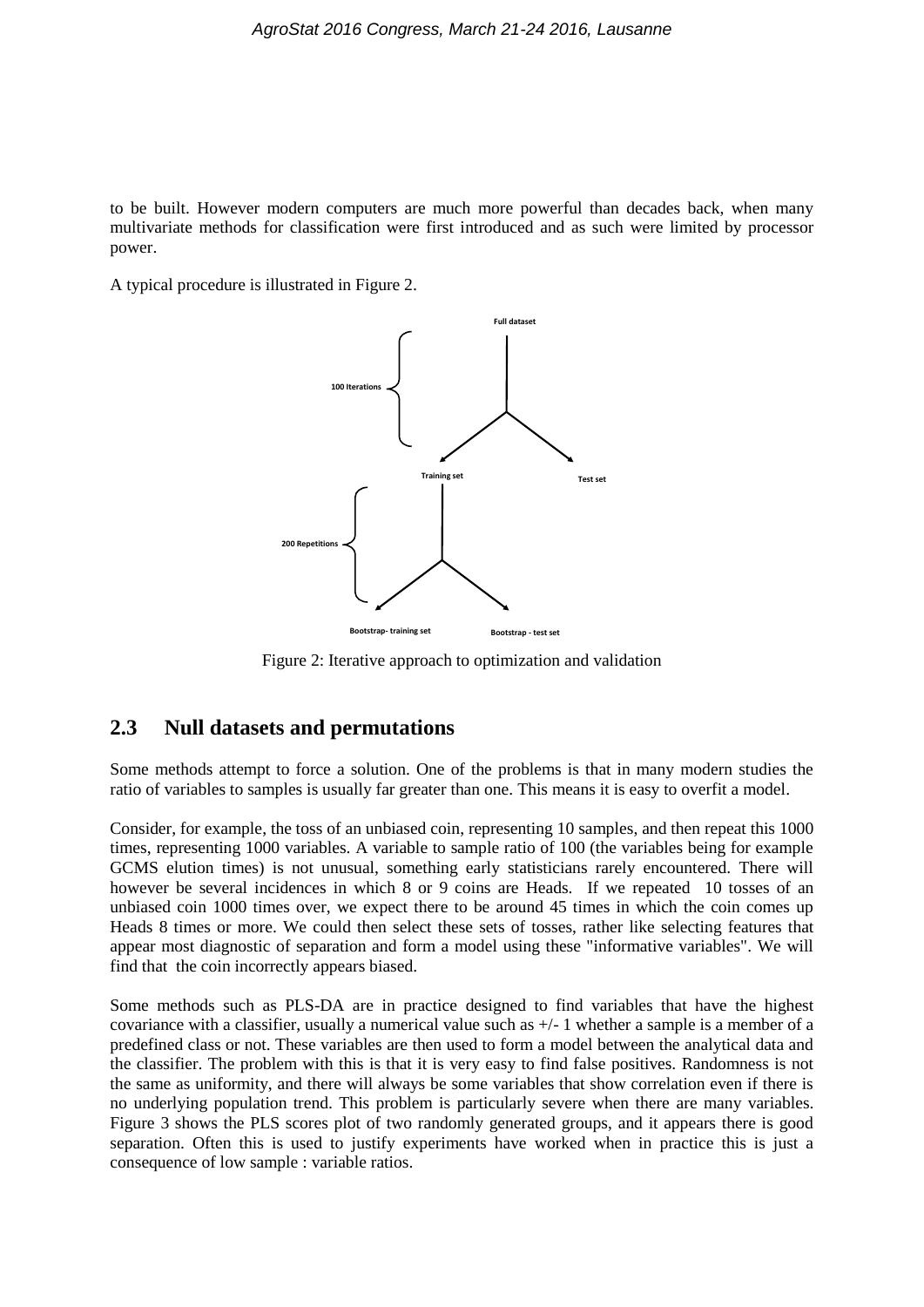to be built. However modern computers are much more powerful than decades back, when many multivariate methods for classification were first introduced and as such were limited by processor power.

A typical procedure is illustrated in Figure 2.

Figure 2: Iterative approach to optimization and validation

## 2.3 Null datasets and permutations

Some methods attempt to force a solution. One of the problems is that in many modern studies the ratio of variables to samples is usually far greater than one. This means it is easy to overfit a model.

Consider, for example, the toss of an unbiased coin, representing 10 samples, and then repeat this 1000 times, representing 1000 variables. A variable to sample ratio of 100 (the variables being for example GCMS elution times) is not unusual, something early statisticians rarely encountered. There will however be several incidences in which 8 or 9 coins are Heads. If we repeated 10 tosses of an unbiased coin 1000 times over, we expect there to be around 45 times in which the coin comes up Heads 8 times or more. We could then select these sets of tosses, rather like selecting features that appear most diagnostic of separation and form a model using these "informative variables". We will find that the coin incorrectly appears biased.

Some methods such as PLS-DA are in practice designed to find variables that have the highest covariance with a classifier, usually a numerical value such as +/- 1 whether a sample is a member of a predefined class or not. These variables are then used to form a model between the analytical data and the classifier. The problem with this is that it is very easy to find false positives. Randomness is not the same as uniformity, and there will always be some variables that show correlation even if there is no underlying population trend. This problem is particularly severe when there are many variables. Figure 3 shows the PLS scores plot of two randomly generated groups, and it appears there is good separation. Often this is used to justify experiments have worked when in practice this is just a consequence of low sample : variable ratios.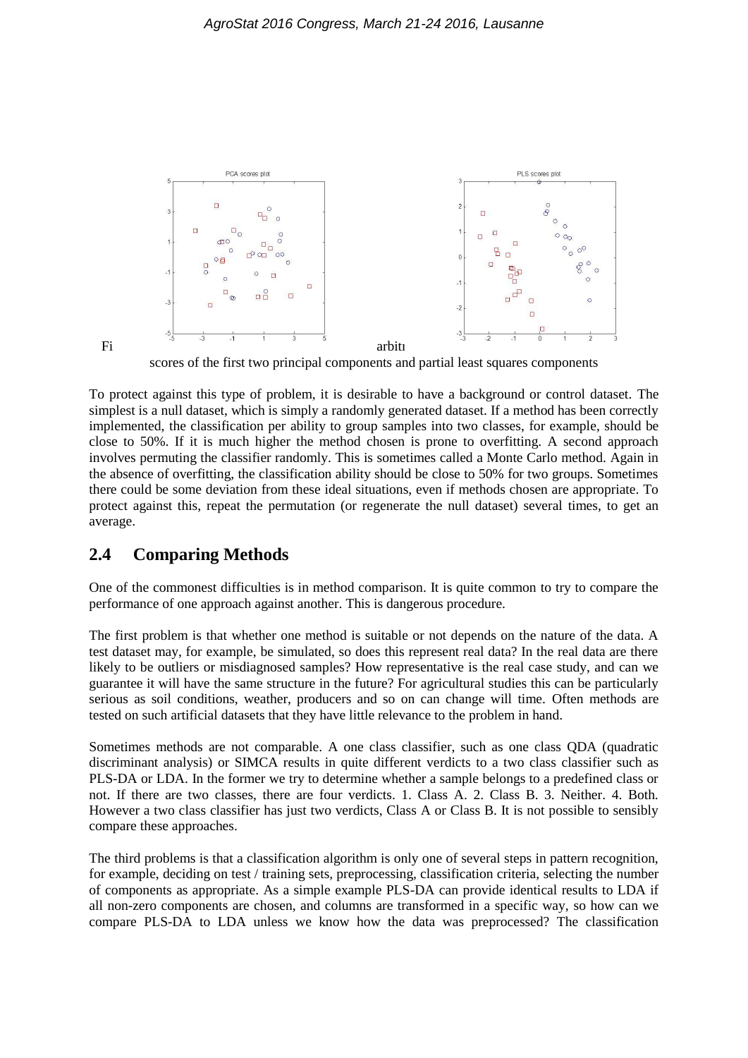Fi arbitı

scores of the first two principal components and partial least squares components

To protect against this type of problem, it is desirable to have a background or control dataset. The simplest is a null dataset, which is simply a randomly generated dataset. If a method has been correctly implemented, the classification per ability to group samples into two classes, for example, should be close to 50%. If it is much higher the method chosen is prone to overfitting. A second approach involves permuting the classifier randomly. This is sometimes called a Monte Carlo method. Again in the absence of overfitting, the classification ability should be close to 50% for two groups. Sometimes there could be some deviation from these ideal situations, even if methods chosen are appropriate. To protect against this, repeat the permutation (or regenerate the null dataset) several times, to get an average.

## 2.4 Comparing Methods

One of the commonest difficulties is in method comparison. It is quite common to try to compare the performance of one approach against another. This is dangerous procedure.

The first problem is that whether one method is suitable or not depends on the nature of the data. A test dataset may, for example, be simulated, so does this represent real data? In the real data are there likely to be outliers or misdiagnosed samples? How representative is the real case study, and can we guarantee it will have the same structure in the future? For agricultural studies this can be particularly serious as soil conditions, weather, producers and so on can change will time. Often methods are tested on such artificial datasets that they have little relevance to the problem in hand.

Sometimes methods are not comparable. A one class classifier, such as one class QDA (quadratic discriminant analysis) or SIMCA results in quite different verdicts to a two class classifier such as PLS-DA or LDA. In the former we try to determine whether a sample belongs to a predefined class or not. If there are two classes, there are four verdicts. 1. Class A. 2. Class B. 3. Neither. 4. Both. However a two class classifier has just two verdicts, Class A or Class B. It is not possible to sensibly compare these approaches.

The third problems is that a classification algorithm is only one of several steps in pattern recognition, for example, deciding on test / training sets, preprocessing, classification criteria, selecting the number of components as appropriate. As a simple example PLS-DA can provide identical results to LDA if all non-zero components are chosen, and columns are transformed in a specific way, so how can we compare PLS-DA to LDA unless we know how the data was preprocessed? The classification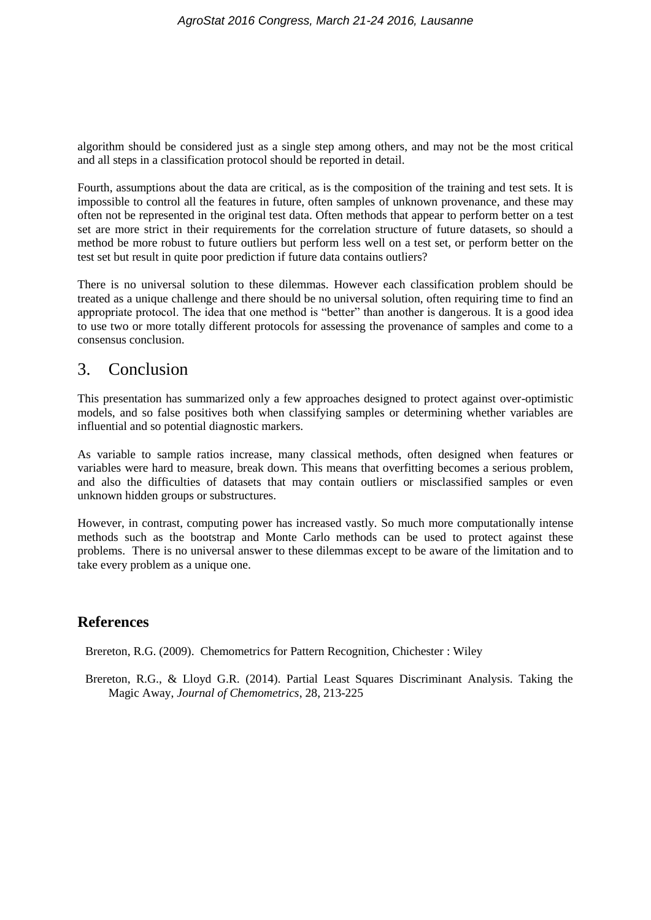algorithm should be considered just as a single step among others, and may not be the most critical and all steps in a classification protocol should be reported in detail.

Fourth, assumptions about the data are critical, as is the composition of the training and test sets. It is impossible to control all the features in future, often samples of unknown provenance, and these may often not be represented in the original test data. Often methods that appear to perform better on a test set are more strict in their requirements for the correlation structure of future datasets, so should a method be more robust to future outliers but perform less well on a test set, or perform better on the test set but result in quite poor prediction if future data contains outliers?

There is no universal solution to these dilemmas. However each classification problem should be treated as a unique challenge and there should be no universal solution, often requiring time to find an appropriate protocol. The idea that one method is "better" than another is dangerous. It is a good idea to use two or more totally different protocols for assessing the provenance of samples and come to a consensus conclusion.

# 3. Conclusion

This presentation has summarized only a few approaches designed to protect against over-optimistic models, and so false positives both when classifying samples or determining whether variables are influential and so potential diagnostic markers.

As variable to sample ratios increase, many classical methods, often designed when features or variables were hard to measure, break down. This means that overfitting becomes a serious problem, and also the difficulties of datasets that may contain outliers or misclassified samples or even unknown hidden groups or substructures.

However, in contrast, computing power has increased vastly. So much more computationally intense methods such as the bootstrap and Monte Carlo methods can be used to protect against these problems. There is no universal answer to these dilemmas except to be aware of the limitation and to take every problem as a unique one.

## References

Brereton, R.G. (2009). Chemometrics for Pattern Recognition, Chichester : Wiley

Brereton, R.G., & Lloyd G.R. (2014). Partial Least Squares Discriminant Analysis. Taking the Magic Away, *Journal of Chemometrics*, 28, 213-225